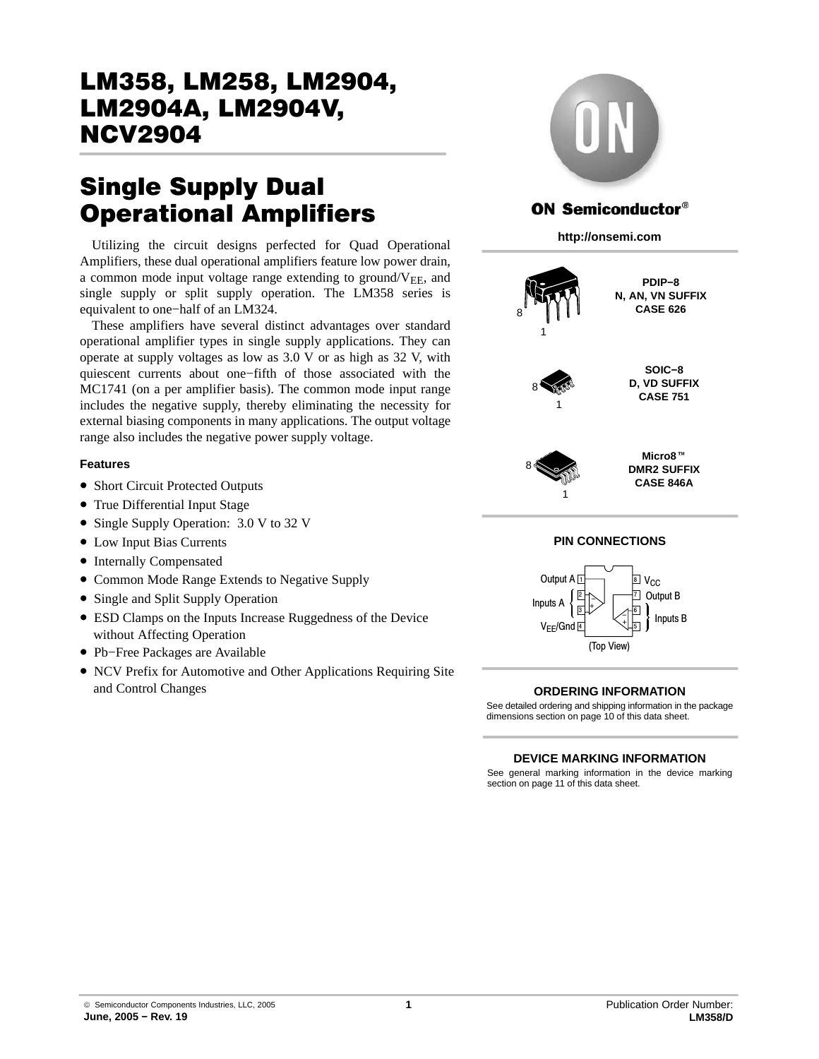# LM358, LM258, LM2904, LM2904A, LM2904V, NCV2904

## Single Supply Dual Operational Amplifiers

Utilizing the circuit designs perfected for Quad Operational Amplifiers, these dual operational amplifiers feature low power drain, a common mode input voltage range extending to ground/$V_{EE}$, and single supply or split supply operation. The LM358 series is equivalent to one−half of an LM324.

These amplifiers have several distinct advantages over standard operational amplifier types in single supply applications. They can operate at supply voltages as low as 3.0 V or as high as 32 V, with quiescent currents about one−fifth of those associated with the MC1741 (on a per amplifier basis). The common mode input range includes the negative supply, thereby eliminating the necessity for external biasing components in many applications. The output voltage range also includes the negative power supply voltage.

### Features

- Short Circuit Protected Outputs
- True Differential Input Stage
- Single Supply Operation: 3.0 V to 32 V
- Low Input Bias Currents
- Internally Compensated
- Common Mode Range Extends to Negative Supply
- Single and Split Supply Operation
- ESD Clamps on the Inputs Increase Ruggedness of the Device without Affecting Operation
- Pb−Free Packages are Available
- NCV Prefix for Automotive and Other Applications Requiring Site and Control Changes

**ON Semiconductor®**

**http://onsemi.com**

**PDIP−8**
**N, AN, VN SUFFIX**
**CASE 626**

**SOIC−8**
**D, VD SUFFIX**
**CASE 751**

**Micro8™**
**DMR2 SUFFIX**
**CASE 846A**

### PIN CONNECTIONS

Output A [1], Inputs A [2, 3], $V_{EE}$/Gnd [4], Inputs B [5, 6], Output B [7], $V_{CC}$ [8]

(Top View)

### ORDERING INFORMATION

See detailed ordering and shipping information in the package dimensions section on page 10 of this data sheet.

### DEVICE MARKING INFORMATION

See general marking information in the device marking section on page 11 of this data sheet.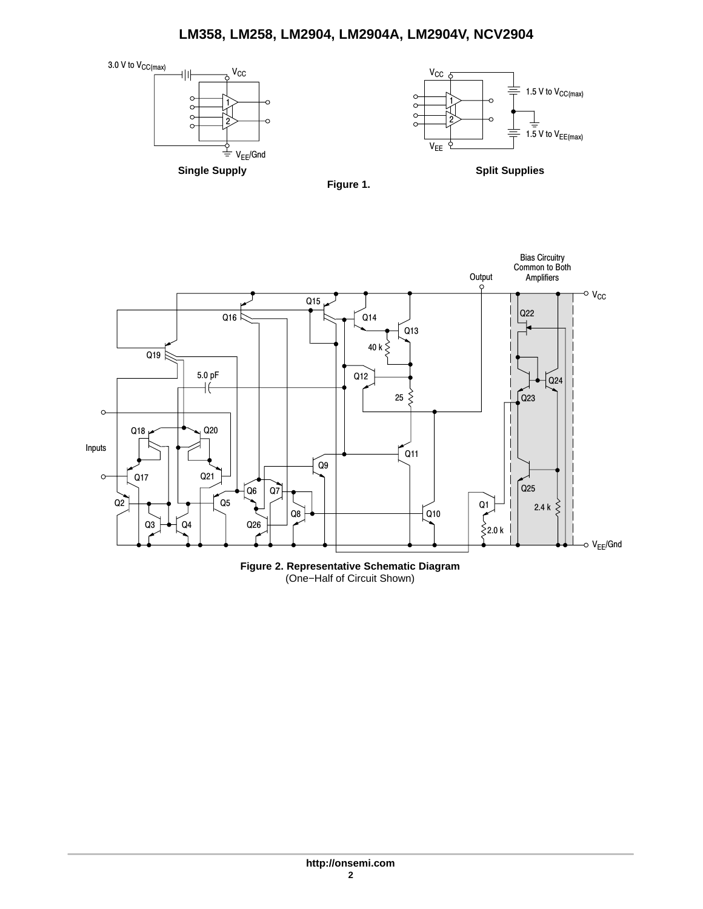Single Supply

Split Supplies

**Figure 1.**

**Figure 2. Representative Schematic Diagram**
(One−Half of Circuit Shown)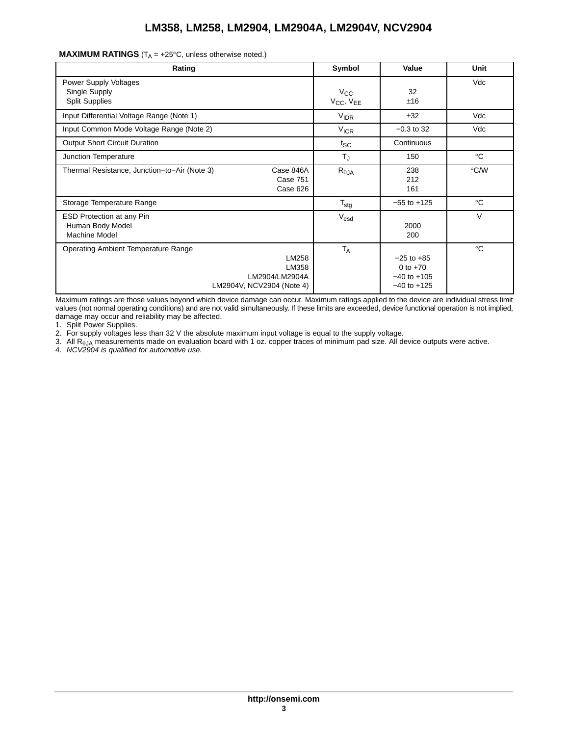**MAXIMUM RATINGS** ($T_A$ = +25°C, unless otherwise noted.)

| Rating | Symbol | Value | Unit |
|---|---|---|---|
| Power Supply Voltages<br>Single Supply<br>Split Supplies | <br>$V_{CC}$<br>$V_{CC}$, $V_{EE}$ | <br>32<br>±16 | Vdc |
| Input Differential Voltage Range (Note 1) | $V_{IDR}$ | ±32 | Vdc |
| Input Common Mode Voltage Range (Note 2) | $V_{ICR}$ | −0.3 to 32 | Vdc |
| Output Short Circuit Duration | $t_{SC}$ | Continuous | |
| Junction Temperature | $T_J$ | 150 | °C |
| Thermal Resistance, Junction−to−Air (Note 3) Case 846A<br>Case 751<br>Case 626 | $R_{\theta JA}$ | 238<br>212<br>161 | °C/W |
| Storage Temperature Range | $T_{stg}$ | −55 to +125 | °C |
| ESD Protection at any Pin<br>Human Body Model<br>Machine Model | $V_{esd}$ | <br>2000<br>200 | V |
| Operating Ambient Temperature Range<br>LM258<br>LM358<br>LM2904/LM2904A<br>LM2904V, NCV2904 (Note 4) | $T_A$ | <br>−25 to +85<br>0 to +70<br>−40 to +105<br>−40 to +125 | °C |

Maximum ratings are those values beyond which device damage can occur. Maximum ratings applied to the device are individual stress limit values (not normal operating conditions) and are not valid simultaneously. If these limits are exceeded, device functional operation is not implied, damage may occur and reliability may be affected.

1. Split Power Supplies.
2. For supply voltages less than 32 V the absolute maximum input voltage is equal to the supply voltage.
3. All $R_{\theta JA}$ measurements made on evaluation board with 1 oz. copper traces of minimum pad size. All device outputs were active.
4. *NCV2904 is qualified for automotive use.*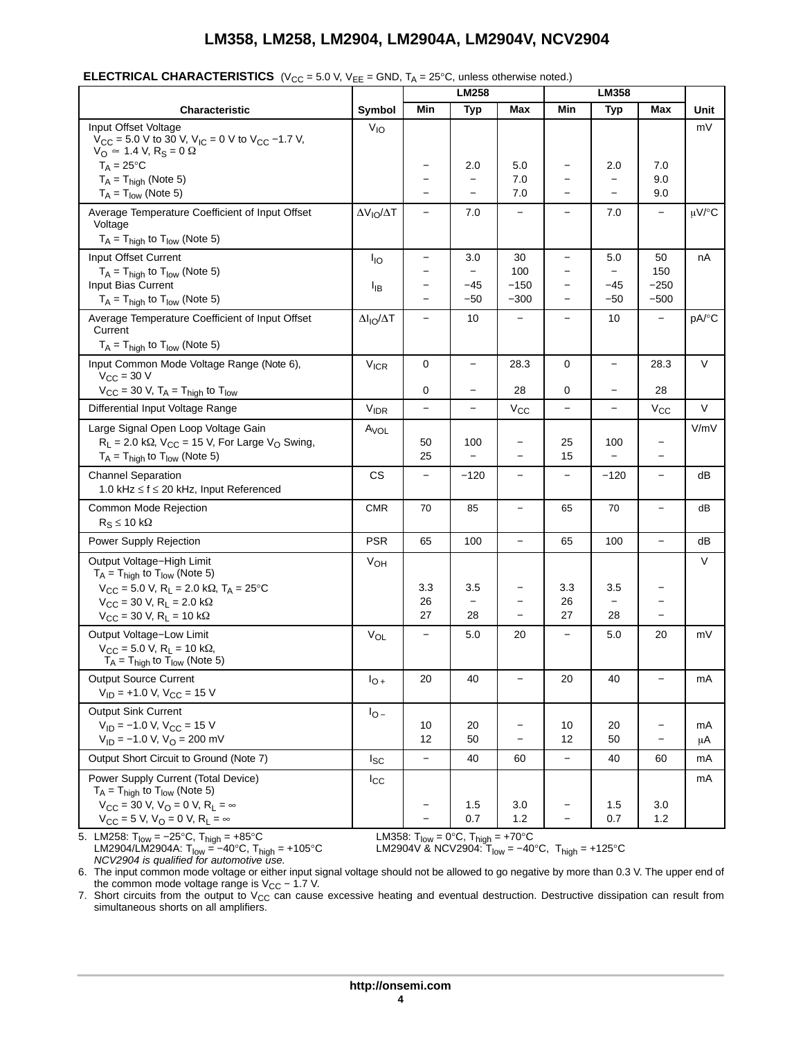**ELECTRICAL CHARACTERISTICS** ($V_{CC}$ = 5.0 V, $V_{EE}$ = GND, $T_A$ = 25°C, unless otherwise noted.)

| Characteristic | Symbol | LM258 | | | LM358 | | | Unit |
|---|---|---|---|---|---|---|---|---|
| | | Min | Typ | Max | Min | Typ | Max | |
| Input Offset Voltage<br>$V_{CC}$ = 5.0 V to 30 V, $V_{IC}$ = 0 V to $V_{CC}$ −1.7 V, $V_O$ ≃ 1.4 V, $R_S$ = 0 Ω | $V_{IO}$ | | | | | | | mV |
| $T_A$ = 25°C | | − | 2.0 | 5.0 | − | 2.0 | 7.0 | |
| $T_A$ = $T_{high}$ (Note 5) | | − | − | 7.0 | − | − | 9.0 | |
| $T_A$ = $T_{low}$ (Note 5) | | − | − | 7.0 | − | − | 9.0 | |
| Average Temperature Coefficient of Input Offset Voltage<br>$T_A$ = $T_{high}$ to $T_{low}$ (Note 5) | $\Delta V_{IO}/\Delta T$ | − | 7.0 | − | − | 7.0 | − | μV/°C |
| Input Offset Current | $I_{IO}$ | − | 3.0 | 30 | − | 5.0 | 50 | nA |
| $T_A$ = $T_{high}$ to $T_{low}$ (Note 5) | | − | − | 100 | − | − | 150 | |
| Input Bias Current | $I_{IB}$ | − | −45 | −150 | − | −45 | −250 | |
| $T_A$ = $T_{high}$ to $T_{low}$ (Note 5) | | − | −50 | −300 | − | −50 | −500 | |
| Average Temperature Coefficient of Input Offset Current<br>$T_A$ = $T_{high}$ to $T_{low}$ (Note 5) | $\Delta I_{IO}/\Delta T$ | − | 10 | − | − | 10 | − | pA/°C |
| Input Common Mode Voltage Range (Note 6),<br>$V_{CC}$ = 30 V | $V_{ICR}$ | 0 | − | 28.3 | 0 | − | 28.3 | V |
| $V_{CC}$ = 30 V, $T_A$ = $T_{high}$ to $T_{low}$ | | 0 | − | 28 | 0 | − | 28 | |
| Differential Input Voltage Range | $V_{IDR}$ | − | − | $V_{CC}$ | − | − | $V_{CC}$ | V |
| Large Signal Open Loop Voltage Gain | $A_{VOL}$ | | | | | | | V/mV |
| $R_L$ = 2.0 kΩ, $V_{CC}$ = 15 V, For Large $V_O$ Swing, | | 50 | 100 | − | 25 | 100 | − | |
| $T_A$ = $T_{high}$ to $T_{low}$ (Note 5) | | 25 | − | − | 15 | − | − | |
| Channel Separation<br>1.0 kHz ≤ f ≤ 20 kHz, Input Referenced | CS | − | −120 | − | − | −120 | − | dB |
| Common Mode Rejection<br>$R_S$ ≤ 10 kΩ | CMR | 70 | 85 | − | 65 | 70 | − | dB |
| Power Supply Rejection | PSR | 65 | 100 | − | 65 | 100 | − | dB |
| Output Voltage−High Limit<br>$T_A$ = $T_{high}$ to $T_{low}$ (Note 5) | $V_{OH}$ | | | | | | | V |
| $V_{CC}$ = 5.0 V, $R_L$ = 2.0 kΩ, $T_A$ = 25°C | | 3.3 | 3.5 | − | 3.3 | 3.5 | − | |
| $V_{CC}$ = 30 V, $R_L$ = 2.0 kΩ | | 26 | − | − | 26 | − | − | |
| $V_{CC}$ = 30 V, $R_L$ = 10 kΩ | | 27 | 28 | − | 27 | 28 | − | |
| Output Voltage−Low Limit<br>$V_{CC}$ = 5.0 V, $R_L$ = 10 kΩ,<br>$T_A$ = $T_{high}$ to $T_{low}$ (Note 5) | $V_{OL}$ | − | 5.0 | 20 | − | 5.0 | 20 | mV |
| Output Source Current<br>$V_{ID}$ = +1.0 V, $V_{CC}$ = 15 V | $I_{O+}$ | 20 | 40 | − | 20 | 40 | − | mA |
| Output Sink Current | $I_{O-}$ | | | | | | | |
| $V_{ID}$ = −1.0 V, $V_{CC}$ = 15 V | | 10 | 20 | − | 10 | 20 | − | mA |
| $V_{ID}$ = −1.0 V, $V_O$ = 200 mV | | 12 | 50 | − | 12 | 50 | − | μA |
| Output Short Circuit to Ground (Note 7) | $I_{SC}$ | − | 40 | 60 | − | 40 | 60 | mA |
| Power Supply Current (Total Device)<br>$T_A$ = $T_{high}$ to $T_{low}$ (Note 5) | $I_{CC}$ | | | | | | | mA |
| $V_{CC}$ = 30 V, $V_O$ = 0 V, $R_L$ = ∞ | | − | 1.5 | 3.0 | − | 1.5 | 3.0 | |
| $V_{CC}$ = 5 V, $V_O$ = 0 V, $R_L$ = ∞ | | − | 0.7 | 1.2 | − | 0.7 | 1.2 | |

5. LM258: $T_{low}$ = −25°C, $T_{high}$ = +85°C; LM358: $T_{low}$ = 0°C, $T_{high}$ = +70°C
   LM2904/LM2904A: $T_{low}$ = −40°C, $T_{high}$ = +105°C; LM2904V & NCV2904: $T_{low}$ = −40°C, $T_{high}$ = +125°C
   *NCV2904 is qualified for automotive use.*
6. The input common mode voltage or either input signal voltage should not be allowed to go negative by more than 0.3 V. The upper end of the common mode voltage range is $V_{CC}$ − 1.7 V.
7. Short circuits from the output to $V_{CC}$ can cause excessive heating and eventual destruction. Destructive dissipation can result from simultaneous shorts on all amplifiers.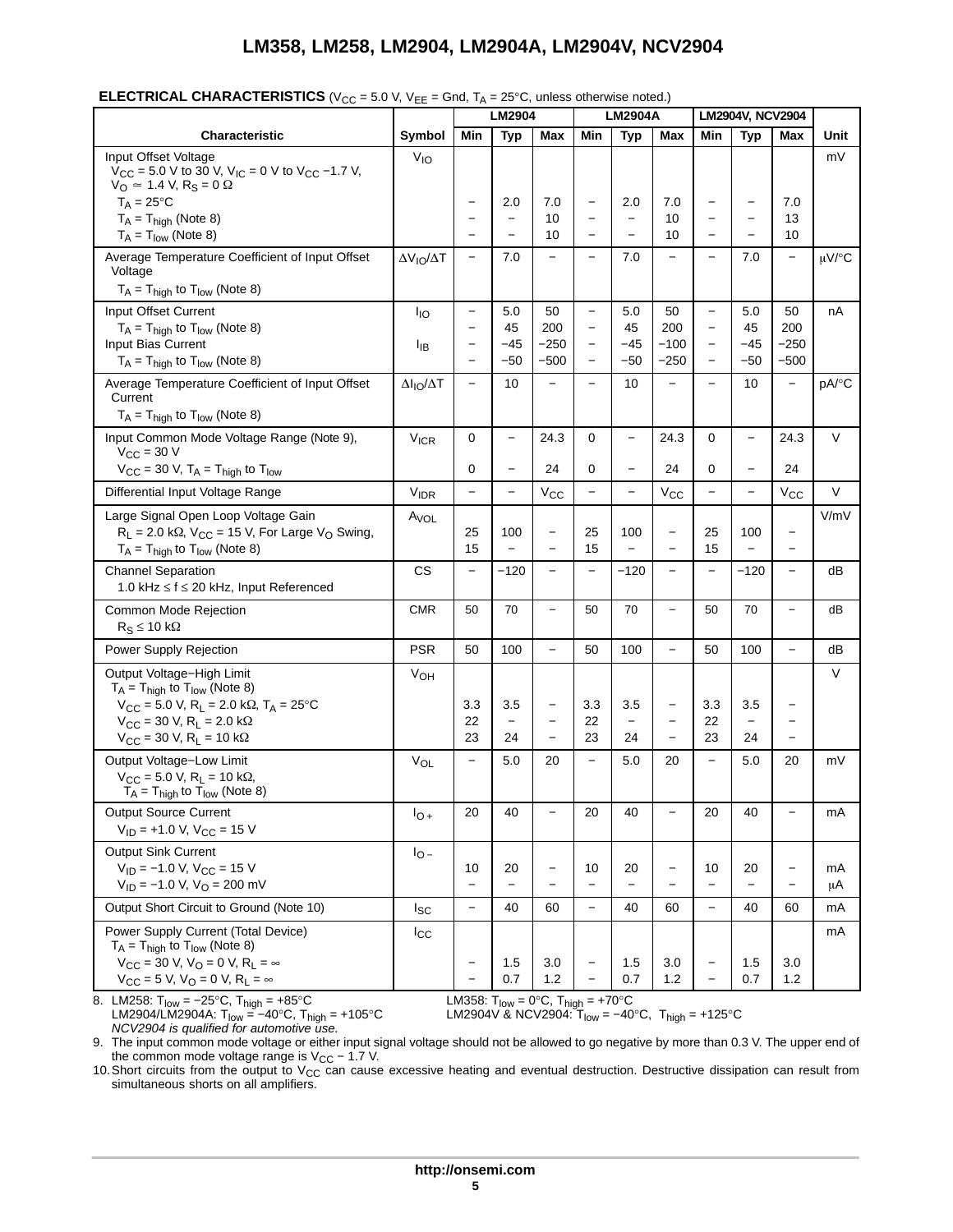**ELECTRICAL CHARACTERISTICS** ($V_{CC}$ = 5.0 V, $V_{EE}$ = Gnd, $T_A$ = 25°C, unless otherwise noted.)

| Characteristic | Symbol | LM2904 | | | LM2904A | | | LM2904V, NCV2904 | | | Unit |
|---|---|---|---|---|---|---|---|---|---|---|---|
| | | Min | Typ | Max | Min | Typ | Max | Min | Typ | Max | |
| Input Offset Voltage<br>$V_{CC}$ = 5.0 V to 30 V, $V_{IC}$ = 0 V to $V_{CC}$ −1.7 V, $V_O$ ≃ 1.4 V, $R_S$ = 0 Ω | $V_{IO}$ | | | | | | | | | | mV |
| $T_A$ = 25°C | | − | 2.0 | 7.0 | − | 2.0 | 7.0 | − | − | 7.0 | |
| $T_A$ = $T_{high}$ (Note 8) | | − | − | 10 | − | − | 10 | − | − | 13 | |
| $T_A$ = $T_{low}$ (Note 8) | | − | − | 10 | − | − | 10 | − | − | 10 | |
| Average Temperature Coefficient of Input Offset Voltage<br>$T_A$ = $T_{high}$ to $T_{low}$ (Note 8) | $\Delta V_{IO}/\Delta T$ | − | 7.0 | − | − | 7.0 | − | − | 7.0 | − | μV/°C |
| Input Offset Current | $I_{IO}$ | − | 5.0 | 50 | − | 5.0 | 50 | − | 5.0 | 50 | nA |
| $T_A$ = $T_{high}$ to $T_{low}$ (Note 8) | | − | 45 | 200 | − | 45 | 200 | − | 45 | 200 | |
| Input Bias Current | $I_{IB}$ | − | −45 | −250 | − | −45 | −100 | − | −45 | −250 | |
| $T_A$ = $T_{high}$ to $T_{low}$ (Note 8) | | − | −50 | −500 | − | −50 | −250 | − | −50 | −500 | |
| Average Temperature Coefficient of Input Offset Current<br>$T_A$ = $T_{high}$ to $T_{low}$ (Note 8) | $\Delta I_{IO}/\Delta T$ | − | 10 | − | − | 10 | − | − | 10 | − | pA/°C |
| Input Common Mode Voltage Range (Note 9), $V_{CC}$ = 30 V | $V_{ICR}$ | 0 | − | 24.3 | 0 | − | 24.3 | 0 | − | 24.3 | V |
| $V_{CC}$ = 30 V, $T_A$ = $T_{high}$ to $T_{low}$ | | 0 | − | 24 | 0 | − | 24 | 0 | − | 24 | |
| Differential Input Voltage Range | $V_{IDR}$ | − | − | $V_{CC}$ | − | − | $V_{CC}$ | − | − | $V_{CC}$ | V |
| Large Signal Open Loop Voltage Gain | $A_{VOL}$ | | | | | | | | | | V/mV |
| $R_L$ = 2.0 kΩ, $V_{CC}$ = 15 V, For Large $V_O$ Swing, | | 25 | 100 | − | 25 | 100 | − | 25 | 100 | − | |
| $T_A$ = $T_{high}$ to $T_{low}$ (Note 8) | | 15 | − | − | 15 | − | − | 15 | − | − | |
| Channel Separation<br>1.0 kHz ≤ f ≤ 20 kHz, Input Referenced | CS | − | −120 | − | − | −120 | − | − | −120 | − | dB |
| Common Mode Rejection<br>$R_S$ ≤ 10 kΩ | CMR | 50 | 70 | − | 50 | 70 | − | 50 | 70 | − | dB |
| Power Supply Rejection | PSR | 50 | 100 | − | 50 | 100 | − | 50 | 100 | − | dB |
| Output Voltage−High Limit<br>$T_A$ = $T_{high}$ to $T_{low}$ (Note 8) | $V_{OH}$ | | | | | | | | | | V |
| $V_{CC}$ = 5.0 V, $R_L$ = 2.0 kΩ, $T_A$ = 25°C | | 3.3 | 3.5 | − | 3.3 | 3.5 | − | 3.3 | 3.5 | − | |
| $V_{CC}$ = 30 V, $R_L$ = 2.0 kΩ | | 22 | − | − | 22 | − | − | 22 | − | − | |
| $V_{CC}$ = 30 V, $R_L$ = 10 kΩ | | 23 | 24 | − | 23 | 24 | − | 23 | 24 | − | |
| Output Voltage−Low Limit<br>$V_{CC}$ = 5.0 V, $R_L$ = 10 kΩ, $T_A$ = $T_{high}$ to $T_{low}$ (Note 8) | $V_{OL}$ | − | 5.0 | 20 | − | 5.0 | 20 | − | 5.0 | 20 | mV |
| Output Source Current<br>$V_{ID}$ = +1.0 V, $V_{CC}$ = 15 V | $I_{O+}$ | 20 | 40 | − | 20 | 40 | − | 20 | 40 | − | mA |
| Output Sink Current | $I_{O-}$ | | | | | | | | | | |
| $V_{ID}$ = −1.0 V, $V_{CC}$ = 15 V | | 10 | 20 | − | 10 | 20 | − | 10 | 20 | − | mA |
| $V_{ID}$ = −1.0 V, $V_O$ = 200 mV | | − | − | − | − | − | − | − | − | − | μA |
| Output Short Circuit to Ground (Note 10) | $I_{SC}$ | − | 40 | 60 | − | 40 | 60 | − | 40 | 60 | mA |
| Power Supply Current (Total Device)<br>$T_A$ = $T_{high}$ to $T_{low}$ (Note 8) | $I_{CC}$ | | | | | | | | | | mA |
| $V_{CC}$ = 30 V, $V_O$ = 0 V, $R_L$ = ∞ | | − | 1.5 | 3.0 | − | 1.5 | 3.0 | − | 1.5 | 3.0 | |
| $V_{CC}$ = 5 V, $V_O$ = 0 V, $R_L$ = ∞ | | − | 0.7 | 1.2 | − | 0.7 | 1.2 | − | 0.7 | 1.2 | |

8. LM258: $T_{low}$ = −25°C, $T_{high}$ = +85°C; LM358: $T_{low}$ = 0°C, $T_{high}$ = +70°C
   LM2904/LM2904A: $T_{low}$ = −40°C, $T_{high}$ = +105°C; LM2904V & NCV2904: $T_{low}$ = −40°C, $T_{high}$ = +125°C
   *NCV2904 is qualified for automotive use.*
9. The input common mode voltage or either input signal voltage should not be allowed to go negative by more than 0.3 V. The upper end of the common mode voltage range is $V_{CC}$ − 1.7 V.
10. Short circuits from the output to $V_{CC}$ can cause excessive heating and eventual destruction. Destructive dissipation can result from simultaneous shorts on all amplifiers.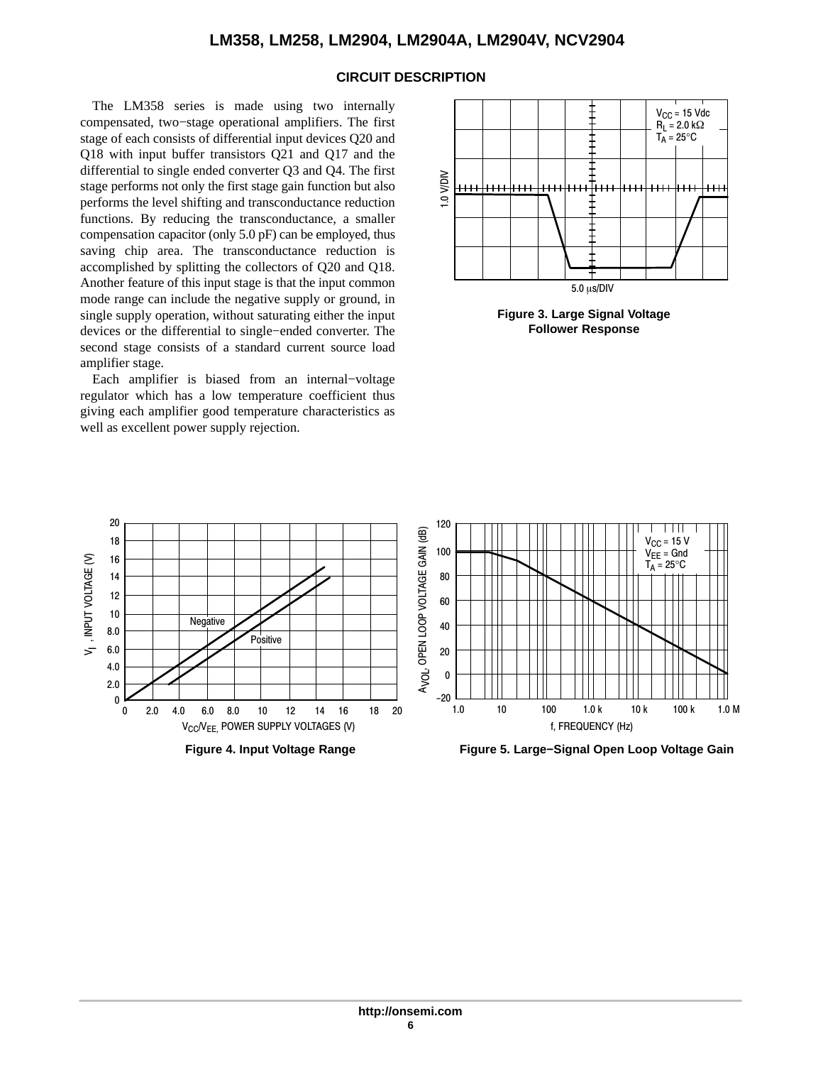## CIRCUIT DESCRIPTION

The LM358 series is made using two internally compensated, two−stage operational amplifiers. The first stage of each consists of differential input devices Q20 and Q18 with input buffer transistors Q21 and Q17 and the differential to single ended converter Q3 and Q4. The first stage performs not only the first stage gain function but also performs the level shifting and transconductance reduction functions. By reducing the transconductance, a smaller compensation capacitor (only 5.0 pF) can be employed, thus saving chip area. The transconductance reduction is accomplished by splitting the collectors of Q20 and Q18. Another feature of this input stage is that the input common mode range can include the negative supply or ground, in single supply operation, without saturating either the input devices or the differential to single−ended converter. The second stage consists of a standard current source load amplifier stage.

Each amplifier is biased from an internal−voltage regulator which has a low temperature coefficient thus giving each amplifier good temperature characteristics as well as excellent power supply rejection.

$V_{CC}$ = 15 Vdc
$R_L$ = 2.0 kΩ
$T_A$ = 25°C

1.0 V/DIV

5.0 μs/DIV

**Figure 3. Large Signal Voltage Follower Response**

$V_I$, INPUT VOLTAGE (V)

Negative

Positive

$V_{CC}/V_{EE}$, POWER SUPPLY VOLTAGES (V)

**Figure 4. Input Voltage Range**

$A_{VOL}$, OPEN LOOP VOLTAGE GAIN (dB)

$V_{CC}$ = 15 V
$V_{EE}$ = Gnd
$T_A$ = 25°C

f, FREQUENCY (Hz)

**Figure 5. Large−Signal Open Loop Voltage Gain**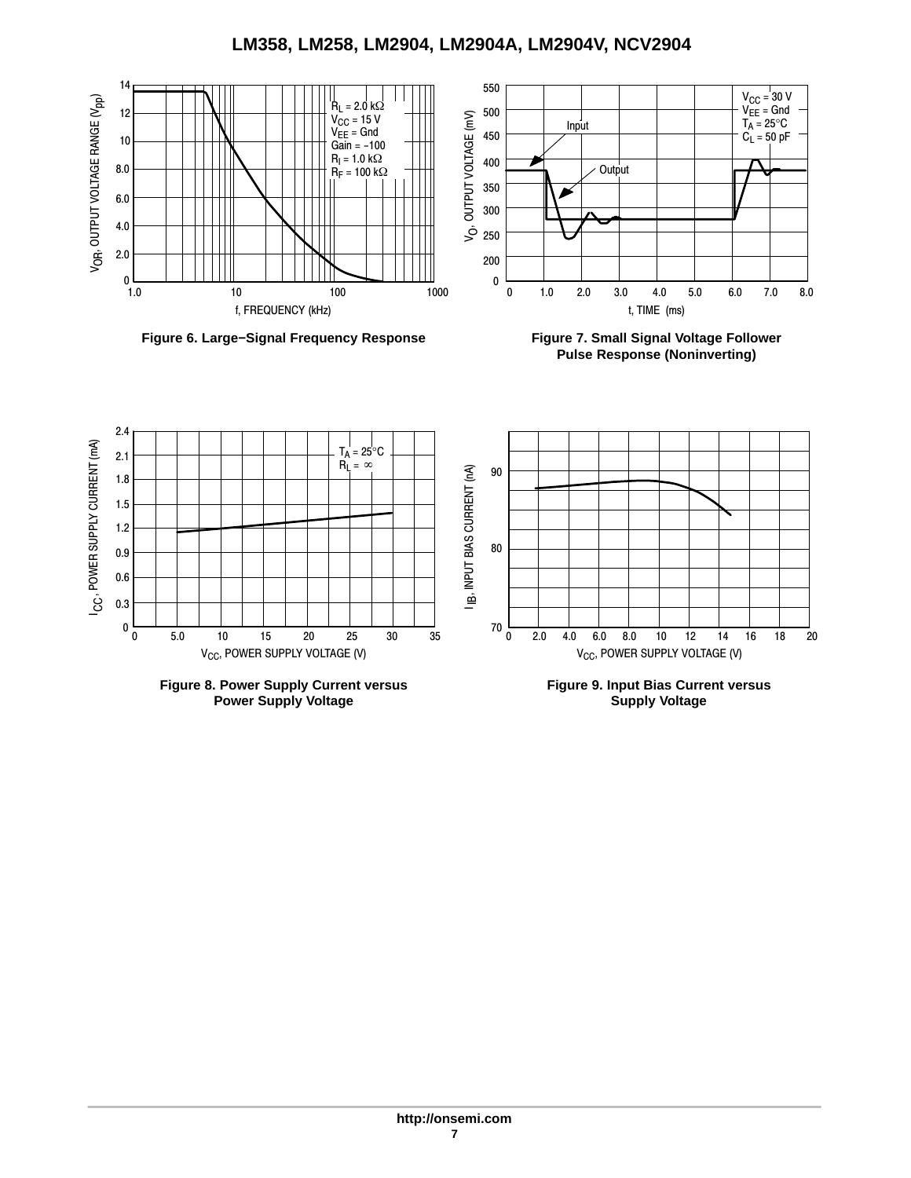Figure 6. Large−Signal Frequency Response

Figure 7. Small Signal Voltage Follower Pulse Response (Noninverting)

Figure 8. Power Supply Current versus Power Supply Voltage

Figure 9. Input Bias Current versus Supply Voltage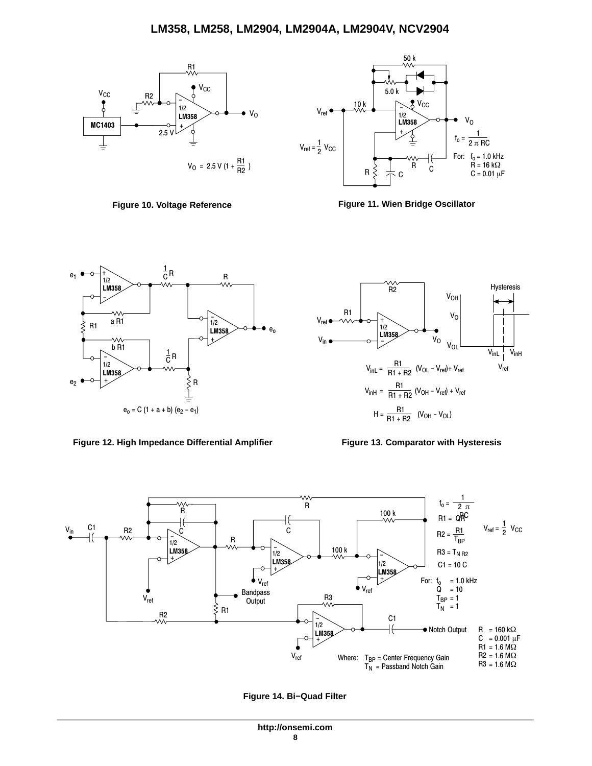$V_O = 2.5\ V\ (1 + \frac{R1}{R2})$

**Figure 10. Voltage Reference**

$f_o = \frac{1}{2\pi RC}$

$V_{ref} = \frac{1}{2} V_{CC}$

For: $f_o$ = 1.0 kHz
R = 16 kΩ
C = 0.01 μF

**Figure 11. Wien Bridge Oscillator**

$e_o = C\ (1 + a + b)\ (e_2 - e_1)$

**Figure 12. High Impedance Differential Amplifier**

$V_{inL} = \frac{R1}{R1 + R2}\ (V_{OL} - V_{ref}) + V_{ref}$

$V_{inH} = \frac{R1}{R1 + R2}\ (V_{OH} - V_{ref}) + V_{ref}$

$H = \frac{R1}{R1 + R2}\ (V_{OH} - V_{OL})$

**Figure 13. Comparator with Hysteresis**

$f_o = \frac{1}{2\pi RC}$

$R1 = QR$

$R2 = \frac{R1}{T_{BP}}$

$R3 = T_N R2$

$C1 = 10\ C$

$V_{ref} = \frac{1}{2} V_{CC}$

For: $f_o$ = 1.0 kHz
Q = 10
$T_{BP}$ = 1
$T_N$ = 1

R = 160 kΩ
C = 0.001 μF
R1 = 1.6 MΩ
R2 = 1.6 MΩ
R3 = 1.6 MΩ

Where: $T_{BP}$ = Center Frequency Gain
$T_N$ = Passband Notch Gain

**Figure 14. Bi−Quad Filter**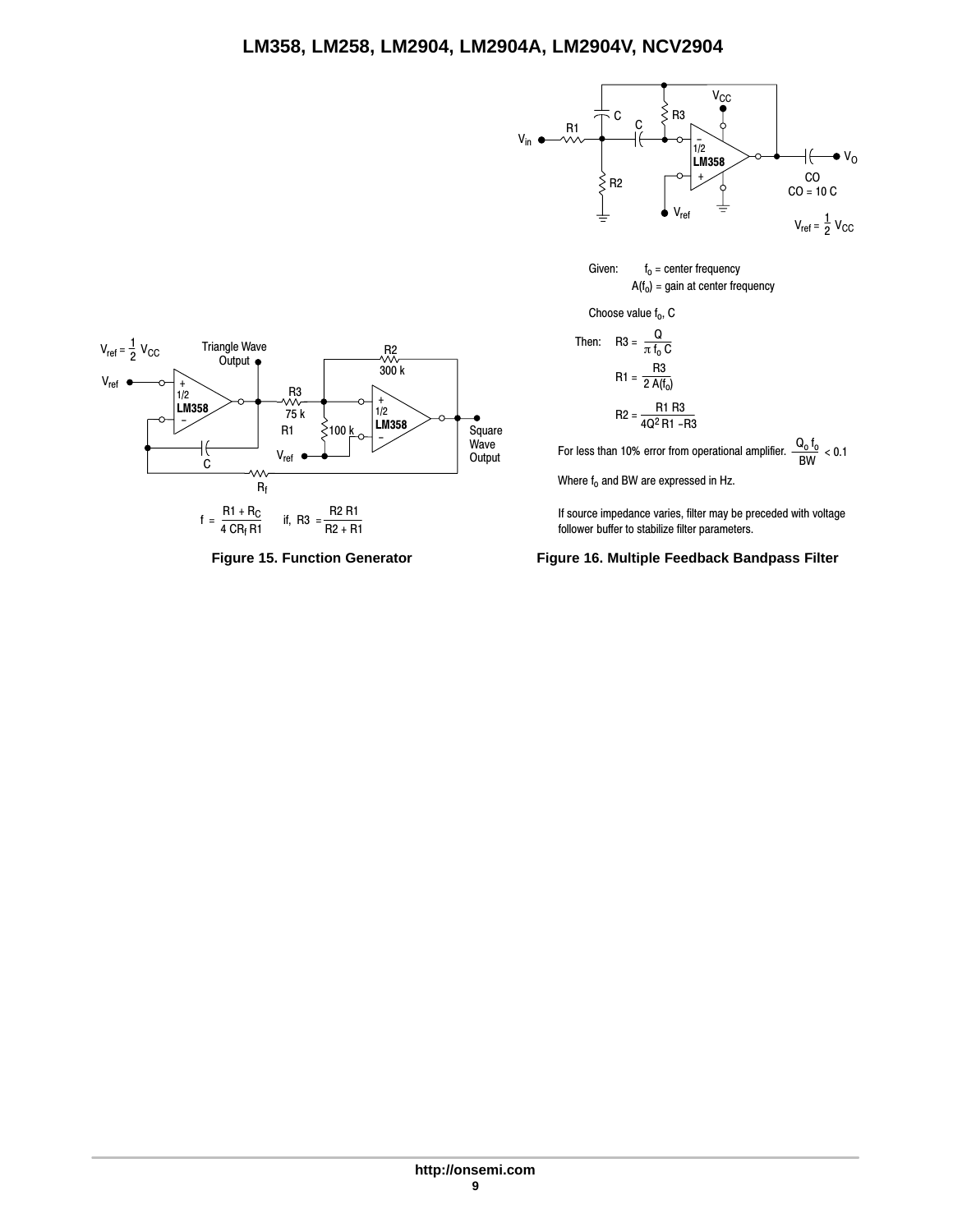$V_{ref} = \frac{1}{2} V_{CC}$

Triangle Wave Output

Square Wave Output

$$f = \frac{R1 + R_C}{4\ CR_f\ R1} \quad \text{if,}\ R3 = \frac{R2\ R1}{R2 + R1}$$

**Figure 15. Function Generator**

CO = 10 C

$V_{ref} = \frac{1}{2} V_{CC}$

Given: $f_o$ = center frequency

$A(f_o)$ = gain at center frequency

Choose value $f_o$, C

Then:

$$R3 = \frac{Q}{\pi\ f_o\ C}$$

$$R1 = \frac{R3}{2\ A(f_o)}$$

$$R2 = \frac{R1\ R3}{4Q^2\ R1 - R3}$$

For less than 10% error from operational amplifier. $\frac{Q_o\ f_o}{BW} < 0.1$

Where $f_o$ and BW are expressed in Hz.

If source impedance varies, filter may be preceded with voltage follower buffer to stabilize filter parameters.

**Figure 16. Multiple Feedback Bandpass Filter**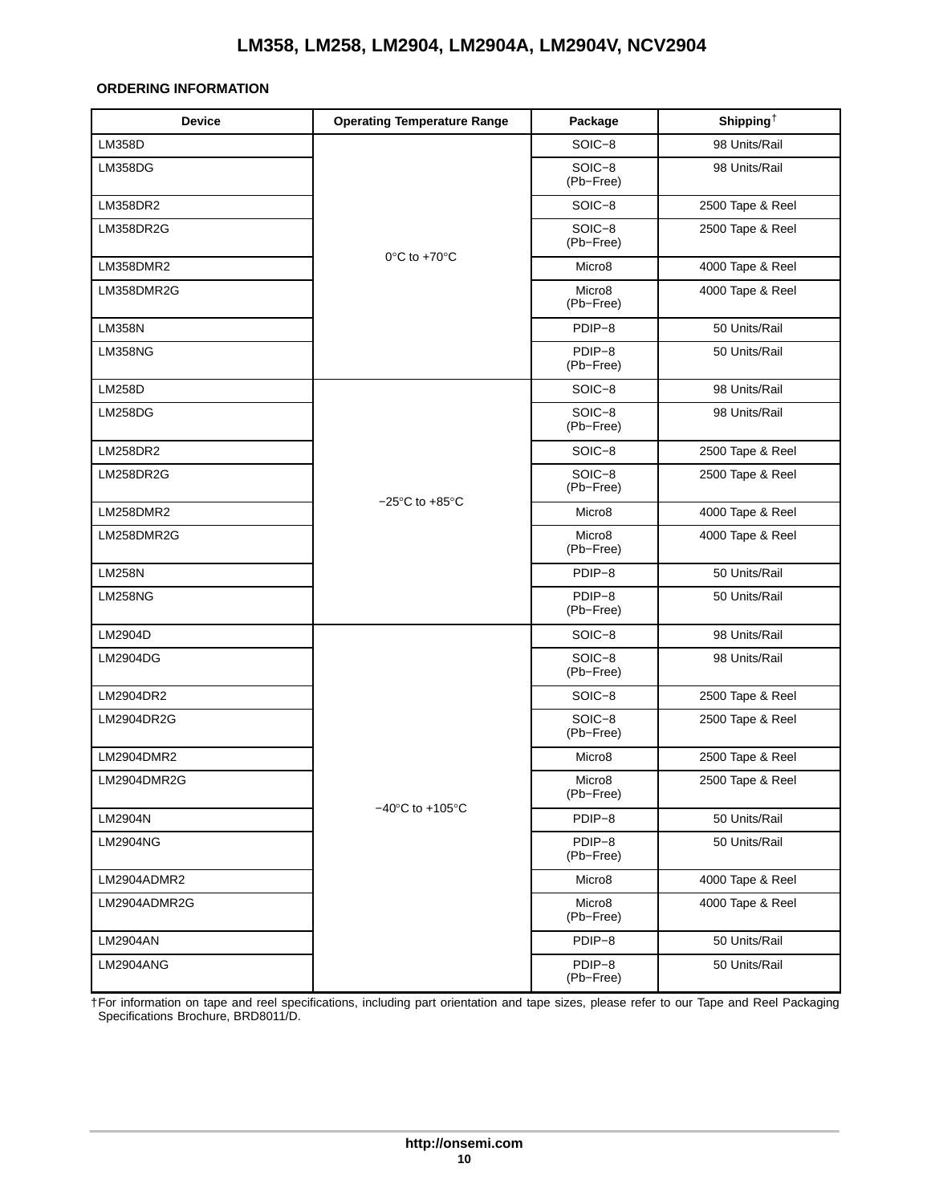**ORDERING INFORMATION**

| Device | Operating Temperature Range | Package | Shipping† |
|---|---|---|---|
| LM358D | 0°C to +70°C | SOIC−8 | 98 Units/Rail |
| LM358DG | | SOIC−8 (Pb−Free) | 98 Units/Rail |
| LM358DR2 | | SOIC−8 | 2500 Tape & Reel |
| LM358DR2G | | SOIC−8 (Pb−Free) | 2500 Tape & Reel |
| LM358DMR2 | | Micro8 | 4000 Tape & Reel |
| LM358DMR2G | | Micro8 (Pb−Free) | 4000 Tape & Reel |
| LM358N | | PDIP−8 | 50 Units/Rail |
| LM358NG | | PDIP−8 (Pb−Free) | 50 Units/Rail |
| LM258D | −25°C to +85°C | SOIC−8 | 98 Units/Rail |
| LM258DG | | SOIC−8 (Pb−Free) | 98 Units/Rail |
| LM258DR2 | | SOIC−8 | 2500 Tape & Reel |
| LM258DR2G | | SOIC−8 (Pb−Free) | 2500 Tape & Reel |
| LM258DMR2 | | Micro8 | 4000 Tape & Reel |
| LM258DMR2G | | Micro8 (Pb−Free) | 4000 Tape & Reel |
| LM258N | | PDIP−8 | 50 Units/Rail |
| LM258NG | | PDIP−8 (Pb−Free) | 50 Units/Rail |
| LM2904D | −40°C to +105°C | SOIC−8 | 98 Units/Rail |
| LM2904DG | | SOIC−8 (Pb−Free) | 98 Units/Rail |
| LM2904DR2 | | SOIC−8 | 2500 Tape & Reel |
| LM2904DR2G | | SOIC−8 (Pb−Free) | 2500 Tape & Reel |
| LM2904DMR2 | | Micro8 | 2500 Tape & Reel |
| LM2904DMR2G | | Micro8 (Pb−Free) | 2500 Tape & Reel |
| LM2904N | | PDIP−8 | 50 Units/Rail |
| LM2904NG | | PDIP−8 (Pb−Free) | 50 Units/Rail |
| LM2904ADMR2 | | Micro8 | 4000 Tape & Reel |
| LM2904ADMR2G | | Micro8 (Pb−Free) | 4000 Tape & Reel |
| LM2904AN | | PDIP−8 | 50 Units/Rail |
| LM2904ANG | | PDIP−8 (Pb−Free) | 50 Units/Rail |

†For information on tape and reel specifications, including part orientation and tape sizes, please refer to our Tape and Reel Packaging Specifications Brochure, BRD8011/D.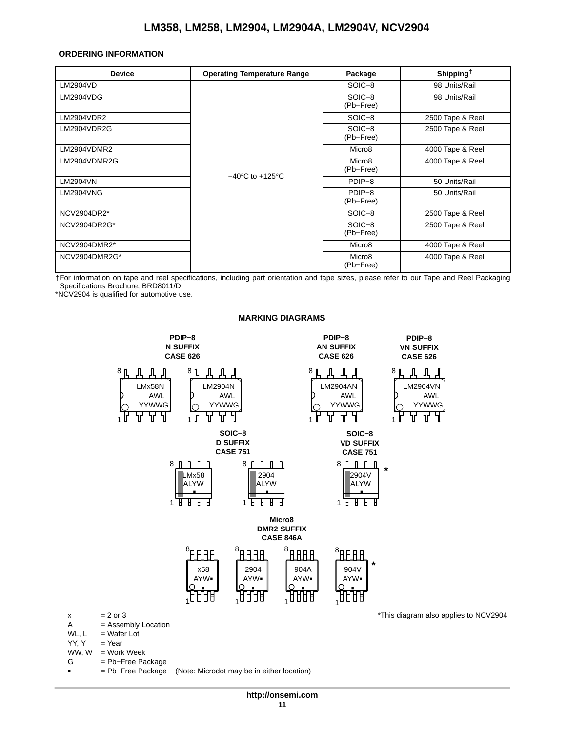## ORDERING INFORMATION

| Device | Operating Temperature Range | Package | Shipping† |
|---|---|---|---|
| LM2904VD | −40°C to +125°C | SOIC−8 | 98 Units/Rail |
| LM2904VDG | | SOIC−8 (Pb−Free) | 98 Units/Rail |
| LM2904VDR2 | | SOIC−8 | 2500 Tape & Reel |
| LM2904VDR2G | | SOIC−8 (Pb−Free) | 2500 Tape & Reel |
| LM2904VDMR2 | | Micro8 | 4000 Tape & Reel |
| LM2904VDMR2G | | Micro8 (Pb−Free) | 4000 Tape & Reel |
| LM2904VN | | PDIP−8 | 50 Units/Rail |
| LM2904VNG | | PDIP−8 (Pb−Free) | 50 Units/Rail |
| NCV2904DR2* | | SOIC−8 | 2500 Tape & Reel |
| NCV2904DR2G* | | SOIC−8 (Pb−Free) | 2500 Tape & Reel |
| NCV2904DMR2* | | Micro8 | 4000 Tape & Reel |
| NCV2904DMR2G* | | Micro8 (Pb−Free) | 4000 Tape & Reel |

†For information on tape and reel specifications, including part orientation and tape sizes, please refer to our Tape and Reel Packaging Specifications Brochure, BRD8011/D.
*NCV2904 is qualified for automotive use.

## MARKING DIAGRAMS

**PDIP−8 N SUFFIX CASE 626**: LMx58N AWL YYWWG; LM2904N AWL YYWWG

**PDIP−8 AN SUFFIX CASE 626**: LM2904AN AWL YYWWG

**PDIP−8 VN SUFFIX CASE 626**: LM2904VN AWL YYWWG

**SOIC−8 D SUFFIX CASE 751**: LMx58 ALYW ▪; 2904 ALYW ▪

**SOIC−8 VD SUFFIX CASE 751**: 2904V ALYW ▪ *

**Micro8 DMR2 SUFFIX CASE 846A**: x58 AYW▪ ▪; 2904 AYW▪ ▪; 904A AYW▪ ▪; 904V AYW▪ ▪ *

x = 2 or 3
A = Assembly Location
WL, L = Wafer Lot
YY, Y = Year
WW, W = Work Week
G = Pb−Free Package
▪ = Pb−Free Package − (Note: Microdot may be in either location)

*This diagram also applies to NCV2904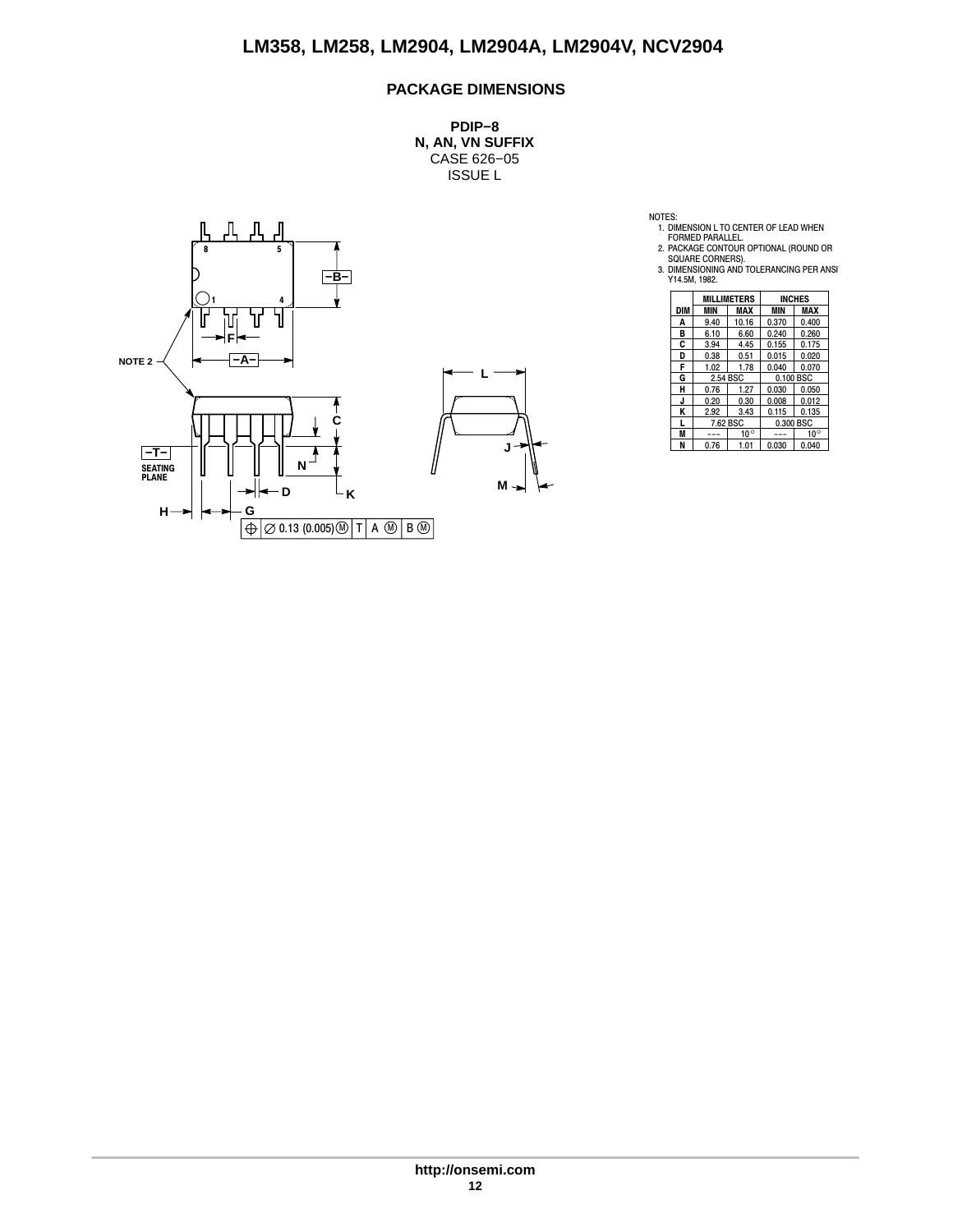## PACKAGE DIMENSIONS

**PDIP−8**
**N, AN, VN SUFFIX**
CASE 626−05
ISSUE L

NOTES:
1. DIMENSION L TO CENTER OF LEAD WHEN FORMED PARALLEL.
2. PACKAGE CONTOUR OPTIONAL (ROUND OR SQUARE CORNERS).
3. DIMENSIONING AND TOLERANCING PER ANSI Y14.5M, 1982.

| DIM | MILLIMETERS | | INCHES | |
|---|---|---|---|---|
| | MIN | MAX | MIN | MAX |
| A | 9.40 | 10.16 | 0.370 | 0.400 |
| B | 6.10 | 6.60 | 0.240 | 0.260 |
| C | 3.94 | 4.45 | 0.155 | 0.175 |
| D | 0.38 | 0.51 | 0.015 | 0.020 |
| F | 1.02 | 1.78 | 0.040 | 0.070 |
| G | 2.54 BSC | | 0.100 BSC | |
| H | 0.76 | 1.27 | 0.030 | 0.050 |
| J | 0.20 | 0.30 | 0.008 | 0.012 |
| K | 2.92 | 3.43 | 0.115 | 0.135 |
| L | 7.62 BSC | | 0.300 BSC | |
| M | --- | 10° | --- | 10° |
| N | 0.76 | 1.01 | 0.030 | 0.040 |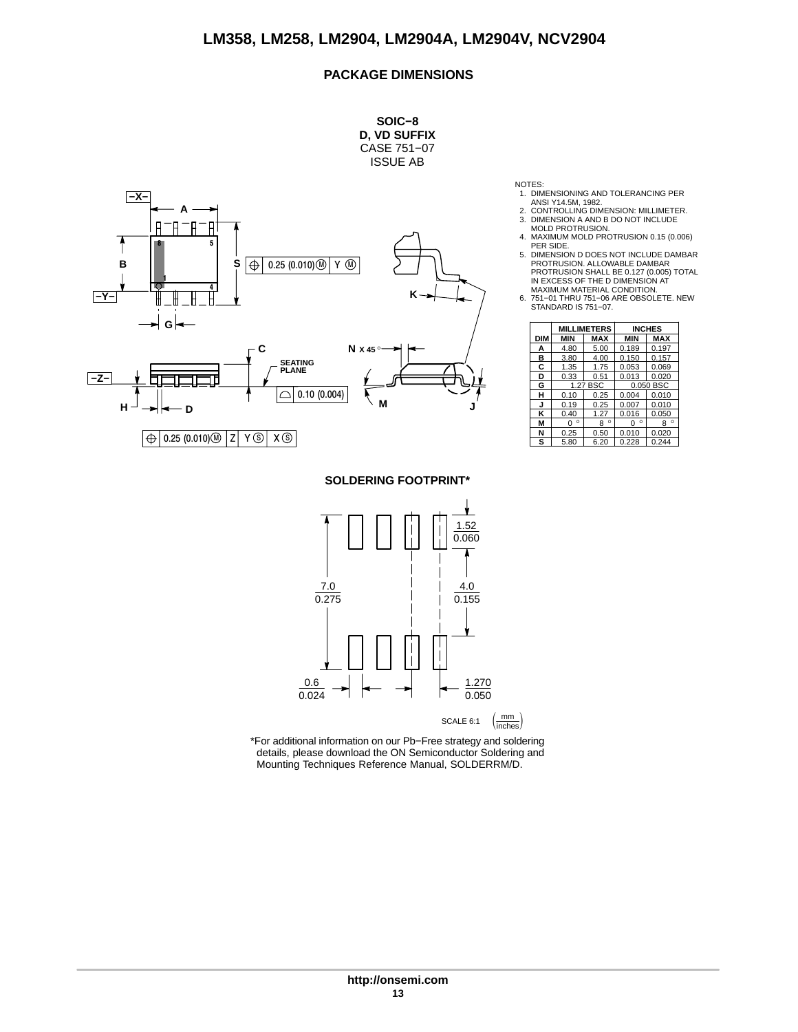## PACKAGE DIMENSIONS

**SOIC−8**
**D, VD SUFFIX**
CASE 751−07
ISSUE AB

NOTES:
1. DIMENSIONING AND TOLERANCING PER ANSI Y14.5M, 1982.
2. CONTROLLING DIMENSION: MILLIMETER.
3. DIMENSION A AND B DO NOT INCLUDE MOLD PROTRUSION.
4. MAXIMUM MOLD PROTRUSION 0.15 (0.006) PER SIDE.
5. DIMENSION D DOES NOT INCLUDE DAMBAR PROTRUSION. ALLOWABLE DAMBAR PROTRUSION SHALL BE 0.127 (0.005) TOTAL IN EXCESS OF THE D DIMENSION AT MAXIMUM MATERIAL CONDITION.
6. 751−01 THRU 751−06 ARE OBSOLETE. NEW STANDARD IS 751−07.

| DIM | MILLIMETERS | | INCHES | |
|---|---|---|---|---|
| | MIN | MAX | MIN | MAX |
| A | 4.80 | 5.00 | 0.189 | 0.197 |
| B | 3.80 | 4.00 | 0.150 | 0.157 |
| C | 1.35 | 1.75 | 0.053 | 0.069 |
| D | 0.33 | 0.51 | 0.013 | 0.020 |
| G | 1.27 BSC | | 0.050 BSC | |
| H | 0.10 | 0.25 | 0.004 | 0.010 |
| J | 0.19 | 0.25 | 0.007 | 0.010 |
| K | 0.40 | 1.27 | 0.016 | 0.050 |
| M | 0 ° | 8 ° | 0 ° | 8 ° |
| N | 0.25 | 0.50 | 0.010 | 0.020 |
| S | 5.80 | 6.20 | 0.228 | 0.244 |

### SOLDERING FOOTPRINT*

SCALE 6:1 (mm / inches)

*For additional information on our Pb−Free strategy and soldering details, please download the ON Semiconductor Soldering and Mounting Techniques Reference Manual, SOLDERRM/D.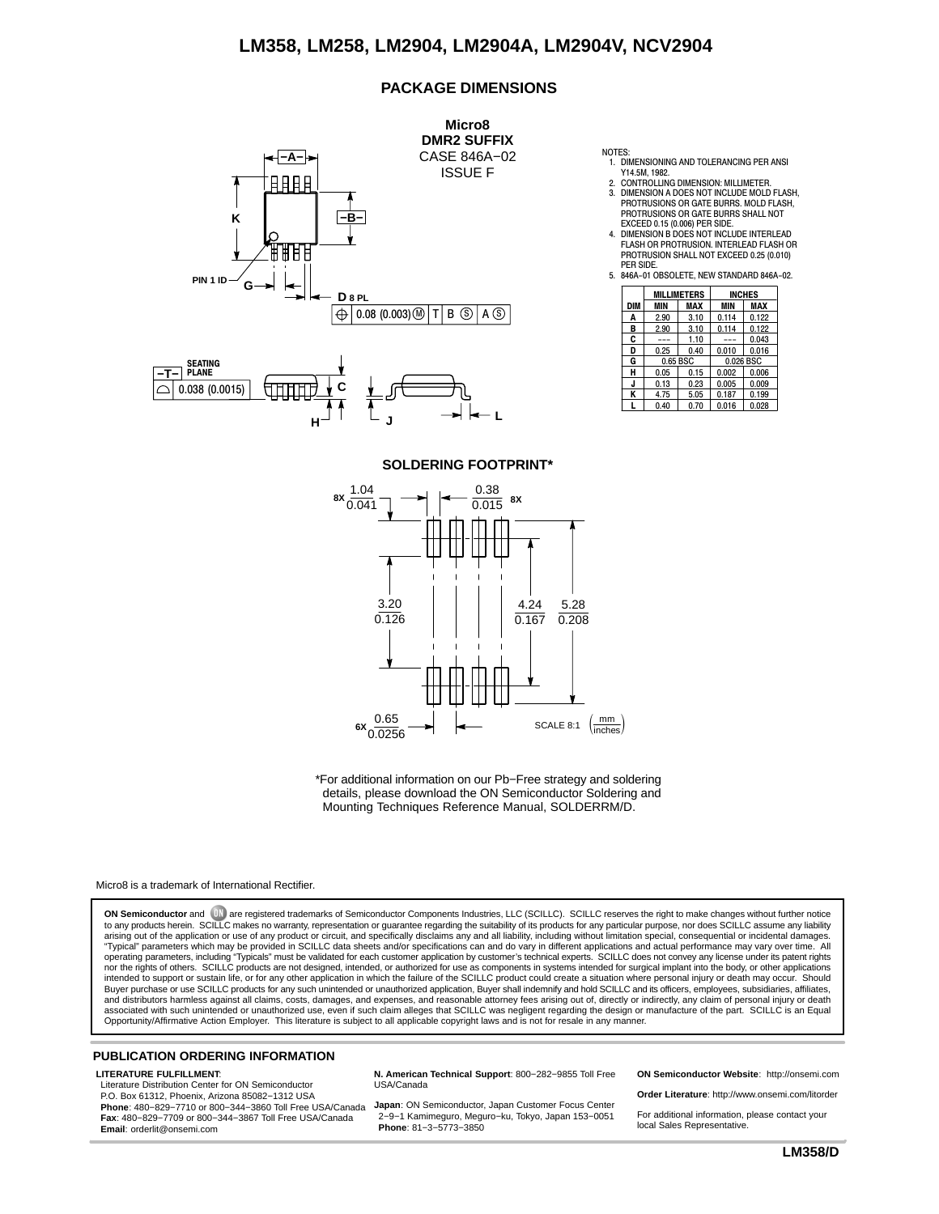## PACKAGE DIMENSIONS

**Micro8**
**DMR2 SUFFIX**
CASE 846A−02
ISSUE F

−A−
−B−
K
PIN 1 ID
G
D 8 PL
0.08 (0.003) Ⓜ T B Ⓢ A Ⓢ

−T− SEATING PLANE
0.038 (0.0015)
C
H
J
L

NOTES:
1. DIMENSIONING AND TOLERANCING PER ANSI Y14.5M, 1982.
2. CONTROLLING DIMENSION: MILLIMETER.
3. DIMENSION A DOES NOT INCLUDE MOLD FLASH, PROTRUSIONS OR GATE BURRS. MOLD FLASH, PROTRUSIONS OR GATE BURRS SHALL NOT EXCEED 0.15 (0.006) PER SIDE.
4. DIMENSION B DOES NOT INCLUDE INTERLEAD FLASH OR PROTRUSION. INTERLEAD FLASH OR PROTRUSION SHALL NOT EXCEED 0.25 (0.010) PER SIDE.
5. 846A−01 OBSOLETE, NEW STANDARD 846A−02.

| DIM | MILLIMETERS | | INCHES | |
|---|---|---|---|---|
| | MIN | MAX | MIN | MAX |
| A | 2.90 | 3.10 | 0.114 | 0.122 |
| B | 2.90 | 3.10 | 0.114 | 0.122 |
| C | --- | 1.10 | --- | 0.043 |
| D | 0.25 | 0.40 | 0.010 | 0.016 |
| G | 0.65 BSC | | 0.026 BSC | |
| H | 0.05 | 0.15 | 0.002 | 0.006 |
| J | 0.13 | 0.23 | 0.005 | 0.009 |
| K | 4.75 | 5.05 | 0.187 | 0.199 |
| L | 0.40 | 0.70 | 0.016 | 0.028 |

## SOLDERING FOOTPRINT*

8X 1.04 / 0.041
0.38 / 0.015 8X
3.20 / 0.126
4.24 / 0.167
5.28 / 0.208
6X 0.65 / 0.0256
SCALE 8:1 (mm / inches)

*For additional information on our Pb−Free strategy and soldering details, please download the ON Semiconductor Soldering and Mounting Techniques Reference Manual, SOLDERRM/D.

Micro8 is a trademark of International Rectifier.

**ON Semiconductor** and are registered trademarks of Semiconductor Components Industries, LLC (SCILLC). SCILLC reserves the right to make changes without further notice to any products herein. SCILLC makes no warranty, representation or guarantee regarding the suitability of its products for any particular purpose, nor does SCILLC assume any liability arising out of the application or use of any product or circuit, and specifically disclaims any and all liability, including without limitation special, consequential or incidental damages. "Typical" parameters which may be provided in SCILLC data sheets and/or specifications can and do vary in different applications and actual performance may vary over time. All operating parameters, including "Typicals" must be validated for each customer application by customer's technical experts. SCILLC does not convey any license under its patent rights nor the rights of others. SCILLC products are not designed, intended, or authorized for use as components in systems intended for surgical implant into the body, or other applications intended to support or sustain life, or for any other application in which the failure of the SCILLC product could create a situation where personal injury or death may occur. Should Buyer purchase or use SCILLC products for any such unintended or unauthorized application, Buyer shall indemnify and hold SCILLC and its officers, employees, subsidiaries, affiliates, and distributors harmless against all claims, costs, damages, and expenses, and reasonable attorney fees arising out of, directly or indirectly, any claim of personal injury or death associated with such unintended or unauthorized use, even if such claim alleges that SCILLC was negligent regarding the design or manufacture of the part. SCILLC is an Equal Opportunity/Affirmative Action Employer. This literature is subject to all applicable copyright laws and is not for resale in any manner.

### PUBLICATION ORDERING INFORMATION

**LITERATURE FULFILLMENT**:
Literature Distribution Center for ON Semiconductor
P.O. Box 61312, Phoenix, Arizona 85082−1312 USA
**Phone**: 480−829−7710 or 800−344−3860 Toll Free USA/Canada
**Fax**: 480−829−7709 or 800−344−3867 Toll Free USA/Canada
**Email**: orderlit@onsemi.com

**N. American Technical Support**: 800−282−9855 Toll Free USA/Canada

**Japan**: ON Semiconductor, Japan Customer Focus Center
2−9−1 Kamimeguro, Meguro−ku, Tokyo, Japan 153−0051
**Phone**: 81−3−5773−3850

**ON Semiconductor Website**: http://onsemi.com

**Order Literature**: http://www.onsemi.com/litorder

For additional information, please contact your local Sales Representative.

**LM358/D**